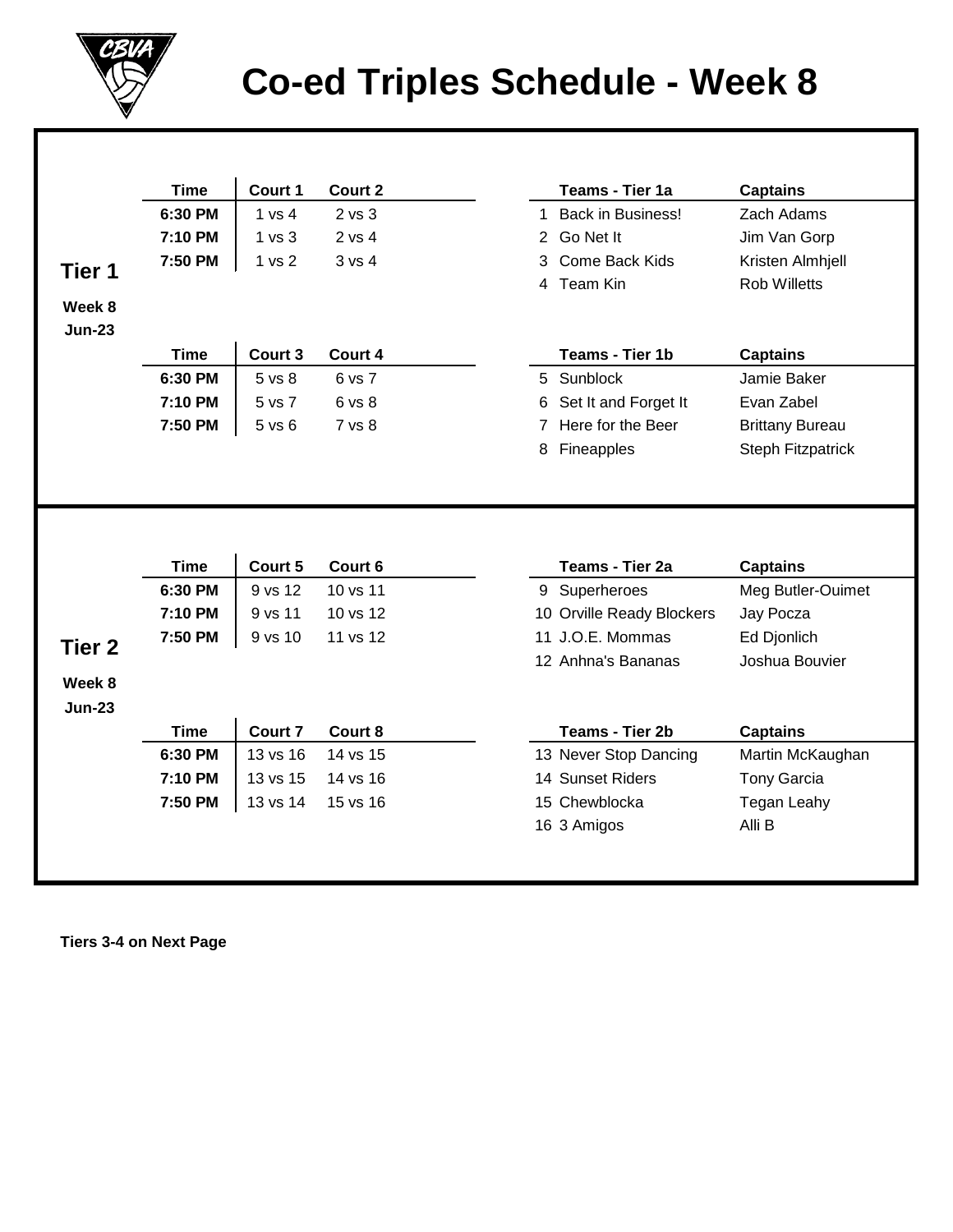# Co-ed Triples Schedule - Week 8

## Tier 1

**Week 8**
**Jun-23**

| Time | Court 1 | Court 2 |
|---|---|---|
| **6:30 PM** | 1 vs 4 | 2 vs 3 |
| **7:10 PM** | 1 vs 3 | 2 vs 4 |
| **7:50 PM** | 1 vs 2 | 3 vs 4 |

| | Teams - Tier 1a | Captains |
|---|---|---|
| 1 | Back in Business! | Zach Adams |
| 2 | Go Net It | Jim Van Gorp |
| 3 | Come Back Kids | Kristen Almhjell |
| 4 | Team Kin | Rob Willetts |

| Time | Court 3 | Court 4 |
|---|---|---|
| **6:30 PM** | 5 vs 8 | 6 vs 7 |
| **7:10 PM** | 5 vs 7 | 6 vs 8 |
| **7:50 PM** | 5 vs 6 | 7 vs 8 |

| | Teams - Tier 1b | Captains |
|---|---|---|
| 5 | Sunblock | Jamie Baker |
| 6 | Set It and Forget It | Evan Zabel |
| 7 | Here for the Beer | Brittany Bureau |
| 8 | Fineapples | Steph Fitzpatrick |

## Tier 2

**Week 8**
**Jun-23**

| Time | Court 5 | Court 6 |
|---|---|---|
| **6:30 PM** | 9 vs 12 | 10 vs 11 |
| **7:10 PM** | 9 vs 11 | 10 vs 12 |
| **7:50 PM** | 9 vs 10 | 11 vs 12 |

| | Teams - Tier 2a | Captains |
|---|---|---|
| 9 | Superheroes | Meg Butler-Ouimet |
| 10 | Orville Ready Blockers | Jay Pocza |
| 11 | J.O.E. Mommas | Ed Djonlich |
| 12 | Anhna's Bananas | Joshua Bouvier |

| Time | Court 7 | Court 8 |
|---|---|---|
| **6:30 PM** | 13 vs 16 | 14 vs 15 |
| **7:10 PM** | 13 vs 15 | 14 vs 16 |
| **7:50 PM** | 13 vs 14 | 15 vs 16 |

| | Teams - Tier 2b | Captains |
|---|---|---|
| 13 | Never Stop Dancing | Martin McKaughan |
| 14 | Sunset Riders | Tony Garcia |
| 15 | Chewblocka | Tegan Leahy |
| 16 | 3 Amigos | Alli B |

**Tiers 3-4 on Next Page**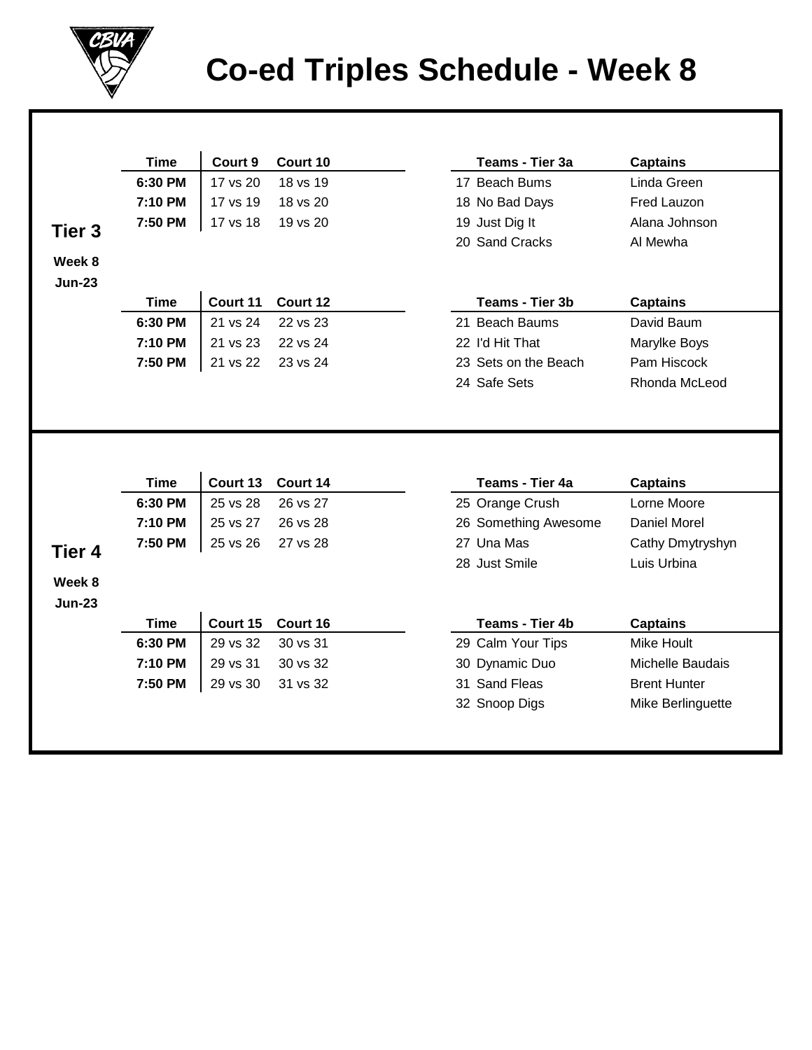# Co-ed Triples Schedule - Week 8

## Tier 3

**Week 8**

**Jun-23**

| Time | Court 9 | Court 10 |
|---|---|---|
| **6:30 PM** | 17 vs 20 | 18 vs 19 |
| **7:10 PM** | 17 vs 19 | 18 vs 20 |
| **7:50 PM** | 17 vs 18 | 19 vs 20 |

| | Teams - Tier 3a | Captains |
|---|---|---|
| 17 | Beach Bums | Linda Green |
| 18 | No Bad Days | Fred Lauzon |
| 19 | Just Dig It | Alana Johnson |
| 20 | Sand Cracks | Al Mewha |

| Time | Court 11 | Court 12 |
|---|---|---|
| **6:30 PM** | 21 vs 24 | 22 vs 23 |
| **7:10 PM** | 21 vs 23 | 22 vs 24 |
| **7:50 PM** | 21 vs 22 | 23 vs 24 |

| | Teams - Tier 3b | Captains |
|---|---|---|
| 21 | Beach Baums | David Baum |
| 22 | I'd Hit That | Marylke Boys |
| 23 | Sets on the Beach | Pam Hiscock |
| 24 | Safe Sets | Rhonda McLeod |

## Tier 4

**Week 8**

**Jun-23**

| Time | Court 13 | Court 14 |
|---|---|---|
| **6:30 PM** | 25 vs 28 | 26 vs 27 |
| **7:10 PM** | 25 vs 27 | 26 vs 28 |
| **7:50 PM** | 25 vs 26 | 27 vs 28 |

| | Teams - Tier 4a | Captains |
|---|---|---|
| 25 | Orange Crush | Lorne Moore |
| 26 | Something Awesome | Daniel Morel |
| 27 | Una Mas | Cathy Dmytryshyn |
| 28 | Just Smile | Luis Urbina |

| Time | Court 15 | Court 16 |
|---|---|---|
| **6:30 PM** | 29 vs 32 | 30 vs 31 |
| **7:10 PM** | 29 vs 31 | 30 vs 32 |
| **7:50 PM** | 29 vs 30 | 31 vs 32 |

| | Teams - Tier 4b | Captains |
|---|---|---|
| 29 | Calm Your Tips | Mike Hoult |
| 30 | Dynamic Duo | Michelle Baudais |
| 31 | Sand Fleas | Brent Hunter |
| 32 | Snoop Digs | Mike Berlinguette |